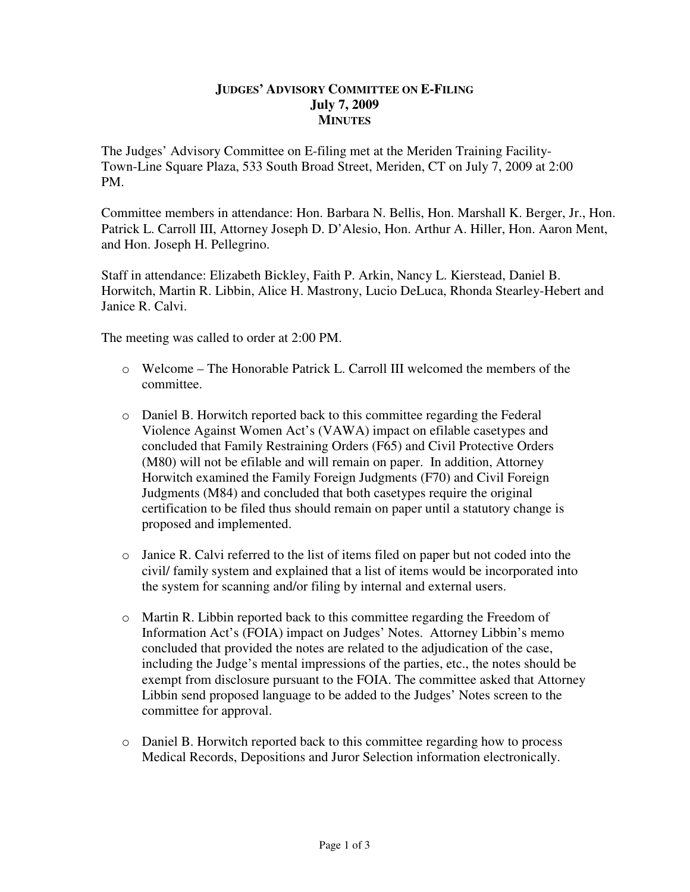# **JUDGES' ADVISORY COMMITTEE ON E-FILING**
## **July 7, 2009**
## **MINUTES**

The Judges' Advisory Committee on E-filing met at the Meriden Training Facility-Town-Line Square Plaza, 533 South Broad Street, Meriden, CT on July 7, 2009 at 2:00 PM.

Committee members in attendance: Hon. Barbara N. Bellis, Hon. Marshall K. Berger, Jr., Hon. Patrick L. Carroll III, Attorney Joseph D. D'Alesio, Hon. Arthur A. Hiller, Hon. Aaron Ment, and Hon. Joseph H. Pellegrino.

Staff in attendance: Elizabeth Bickley, Faith P. Arkin, Nancy L. Kierstead, Daniel B. Horwitch, Martin R. Libbin, Alice H. Mastrony, Lucio DeLuca, Rhonda Stearley-Hebert and Janice R. Calvi.

The meeting was called to order at 2:00 PM.

- Welcome – The Honorable Patrick L. Carroll III welcomed the members of the committee.

- Daniel B. Horwitch reported back to this committee regarding the Federal Violence Against Women Act's (VAWA) impact on efilable casetypes and concluded that Family Restraining Orders (F65) and Civil Protective Orders (M80) will not be efilable and will remain on paper. In addition, Attorney Horwitch examined the Family Foreign Judgments (F70) and Civil Foreign Judgments (M84) and concluded that both casetypes require the original certification to be filed thus should remain on paper until a statutory change is proposed and implemented.

- Janice R. Calvi referred to the list of items filed on paper but not coded into the civil/ family system and explained that a list of items would be incorporated into the system for scanning and/or filing by internal and external users.

- Martin R. Libbin reported back to this committee regarding the Freedom of Information Act's (FOIA) impact on Judges' Notes. Attorney Libbin's memo concluded that provided the notes are related to the adjudication of the case, including the Judge's mental impressions of the parties, etc., the notes should be exempt from disclosure pursuant to the FOIA. The committee asked that Attorney Libbin send proposed language to be added to the Judges' Notes screen to the committee for approval.

- Daniel B. Horwitch reported back to this committee regarding how to process Medical Records, Depositions and Juror Selection information electronically.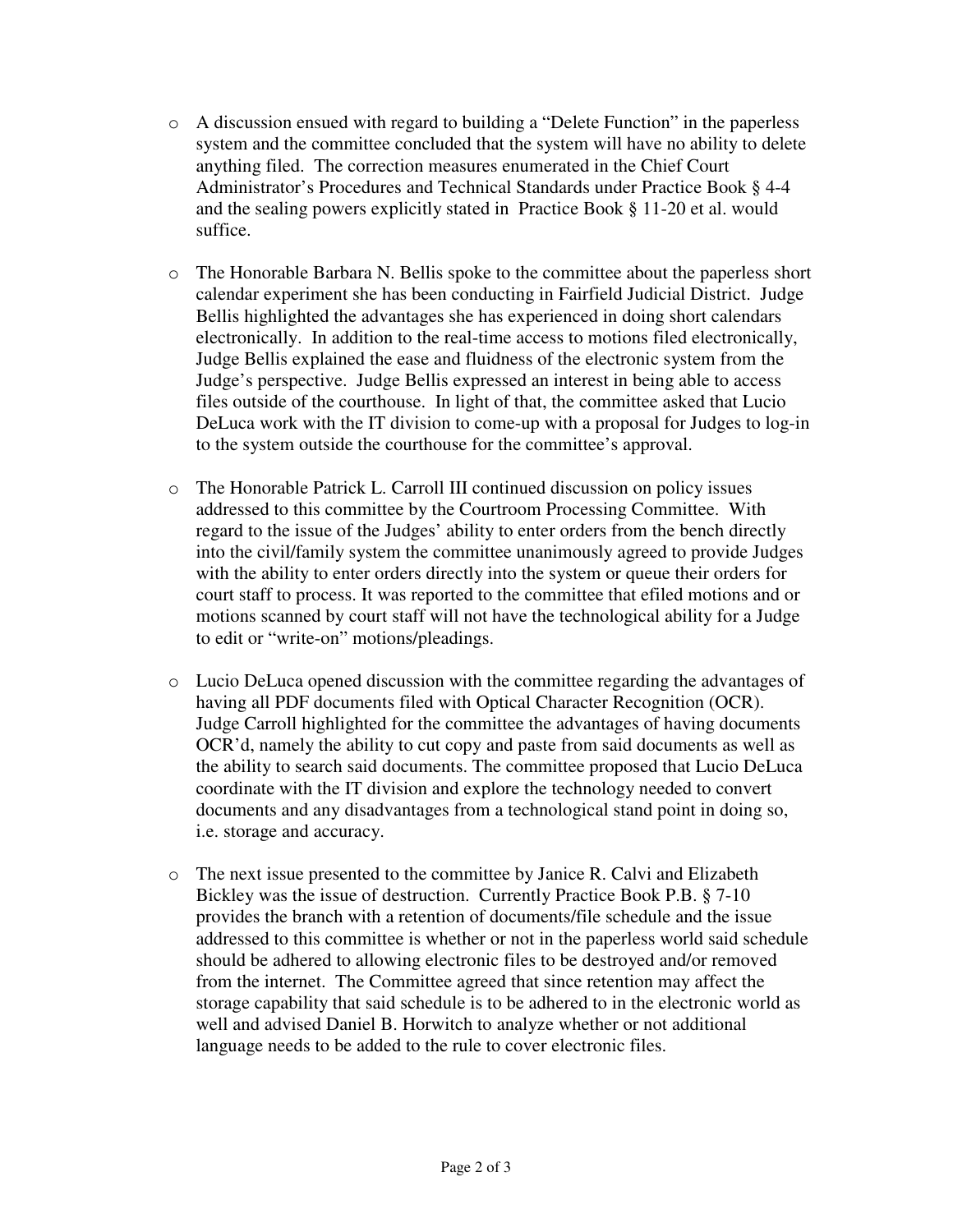- A discussion ensued with regard to building a "Delete Function" in the paperless system and the committee concluded that the system will have no ability to delete anything filed. The correction measures enumerated in the Chief Court Administrator's Procedures and Technical Standards under Practice Book § 4-4 and the sealing powers explicitly stated in Practice Book § 11-20 et al. would suffice.

- The Honorable Barbara N. Bellis spoke to the committee about the paperless short calendar experiment she has been conducting in Fairfield Judicial District. Judge Bellis highlighted the advantages she has experienced in doing short calendars electronically. In addition to the real-time access to motions filed electronically, Judge Bellis explained the ease and fluidness of the electronic system from the Judge's perspective. Judge Bellis expressed an interest in being able to access files outside of the courthouse. In light of that, the committee asked that Lucio DeLuca work with the IT division to come-up with a proposal for Judges to log-in to the system outside the courthouse for the committee's approval.

- The Honorable Patrick L. Carroll III continued discussion on policy issues addressed to this committee by the Courtroom Processing Committee. With regard to the issue of the Judges' ability to enter orders from the bench directly into the civil/family system the committee unanimously agreed to provide Judges with the ability to enter orders directly into the system or queue their orders for court staff to process. It was reported to the committee that efiled motions and or motions scanned by court staff will not have the technological ability for a Judge to edit or "write-on" motions/pleadings.

- Lucio DeLuca opened discussion with the committee regarding the advantages of having all PDF documents filed with Optical Character Recognition (OCR). Judge Carroll highlighted for the committee the advantages of having documents OCR'd, namely the ability to cut copy and paste from said documents as well as the ability to search said documents. The committee proposed that Lucio DeLuca coordinate with the IT division and explore the technology needed to convert documents and any disadvantages from a technological stand point in doing so, i.e. storage and accuracy.

- The next issue presented to the committee by Janice R. Calvi and Elizabeth Bickley was the issue of destruction. Currently Practice Book P.B. § 7-10 provides the branch with a retention of documents/file schedule and the issue addressed to this committee is whether or not in the paperless world said schedule should be adhered to allowing electronic files to be destroyed and/or removed from the internet. The Committee agreed that since retention may affect the storage capability that said schedule is to be adhered to in the electronic world as well and advised Daniel B. Horwitch to analyze whether or not additional language needs to be added to the rule to cover electronic files.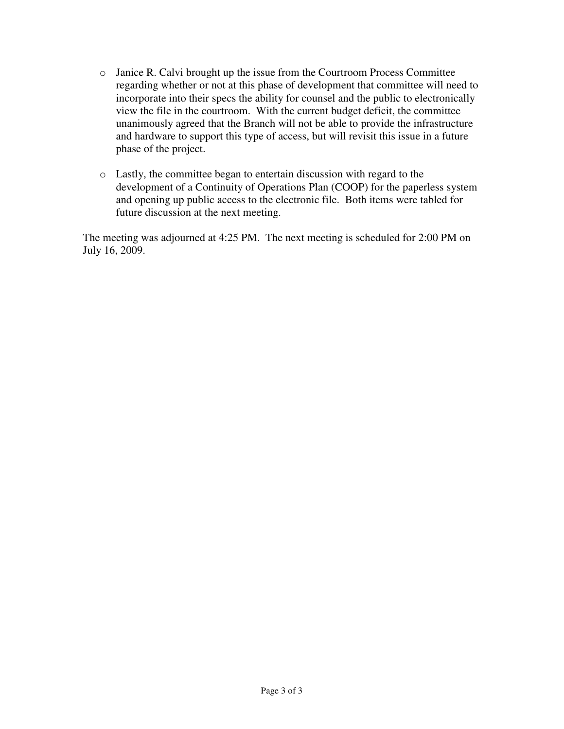- Janice R. Calvi brought up the issue from the Courtroom Process Committee regarding whether or not at this phase of development that committee will need to incorporate into their specs the ability for counsel and the public to electronically view the file in the courtroom. With the current budget deficit, the committee unanimously agreed that the Branch will not be able to provide the infrastructure and hardware to support this type of access, but will revisit this issue in a future phase of the project.

- Lastly, the committee began to entertain discussion with regard to the development of a Continuity of Operations Plan (COOP) for the paperless system and opening up public access to the electronic file. Both items were tabled for future discussion at the next meeting.

The meeting was adjourned at 4:25 PM. The next meeting is scheduled for 2:00 PM on July 16, 2009.